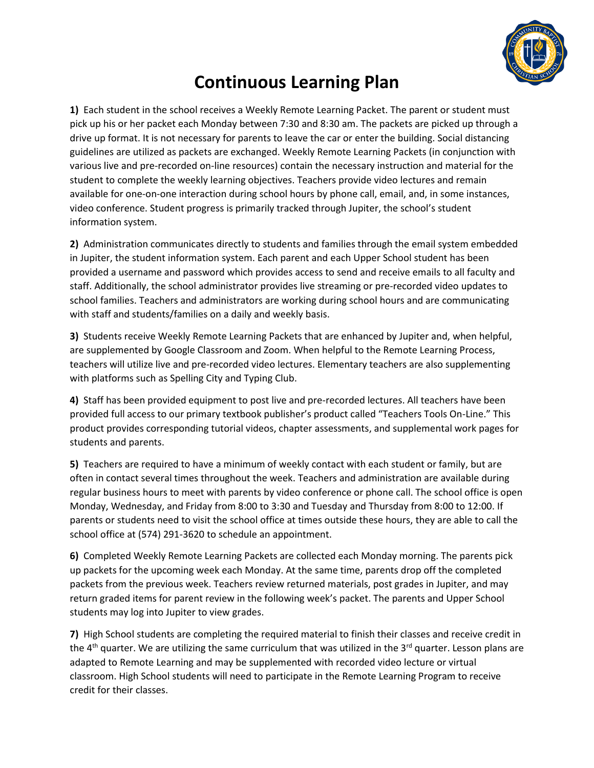# Continuous Learning Plan

**1)** Each student in the school receives a Weekly Remote Learning Packet. The parent or student must pick up his or her packet each Monday between 7:30 and 8:30 am. The packets are picked up through a drive up format. It is not necessary for parents to leave the car or enter the building. Social distancing guidelines are utilized as packets are exchanged. Weekly Remote Learning Packets (in conjunction with various live and pre-recorded on-line resources) contain the necessary instruction and material for the student to complete the weekly learning objectives. Teachers provide video lectures and remain available for one-on-one interaction during school hours by phone call, email, and, in some instances, video conference. Student progress is primarily tracked through Jupiter, the school's student information system.

**2)** Administration communicates directly to students and families through the email system embedded in Jupiter, the student information system. Each parent and each Upper School student has been provided a username and password which provides access to send and receive emails to all faculty and staff. Additionally, the school administrator provides live streaming or pre-recorded video updates to school families. Teachers and administrators are working during school hours and are communicating with staff and students/families on a daily and weekly basis.

**3)** Students receive Weekly Remote Learning Packets that are enhanced by Jupiter and, when helpful, are supplemented by Google Classroom and Zoom. When helpful to the Remote Learning Process, teachers will utilize live and pre-recorded video lectures. Elementary teachers are also supplementing with platforms such as Spelling City and Typing Club.

**4)** Staff has been provided equipment to post live and pre-recorded lectures. All teachers have been provided full access to our primary textbook publisher's product called "Teachers Tools On-Line." This product provides corresponding tutorial videos, chapter assessments, and supplemental work pages for students and parents.

**5)** Teachers are required to have a minimum of weekly contact with each student or family, but are often in contact several times throughout the week. Teachers and administration are available during regular business hours to meet with parents by video conference or phone call. The school office is open Monday, Wednesday, and Friday from 8:00 to 3:30 and Tuesday and Thursday from 8:00 to 12:00. If parents or students need to visit the school office at times outside these hours, they are able to call the school office at (574) 291-3620 to schedule an appointment.

**6)** Completed Weekly Remote Learning Packets are collected each Monday morning. The parents pick up packets for the upcoming week each Monday. At the same time, parents drop off the completed packets from the previous week. Teachers review returned materials, post grades in Jupiter, and may return graded items for parent review in the following week's packet. The parents and Upper School students may log into Jupiter to view grades.

**7)** High School students are completing the required material to finish their classes and receive credit in the 4th quarter. We are utilizing the same curriculum that was utilized in the 3rd quarter. Lesson plans are adapted to Remote Learning and may be supplemented with recorded video lecture or virtual classroom. High School students will need to participate in the Remote Learning Program to receive credit for their classes.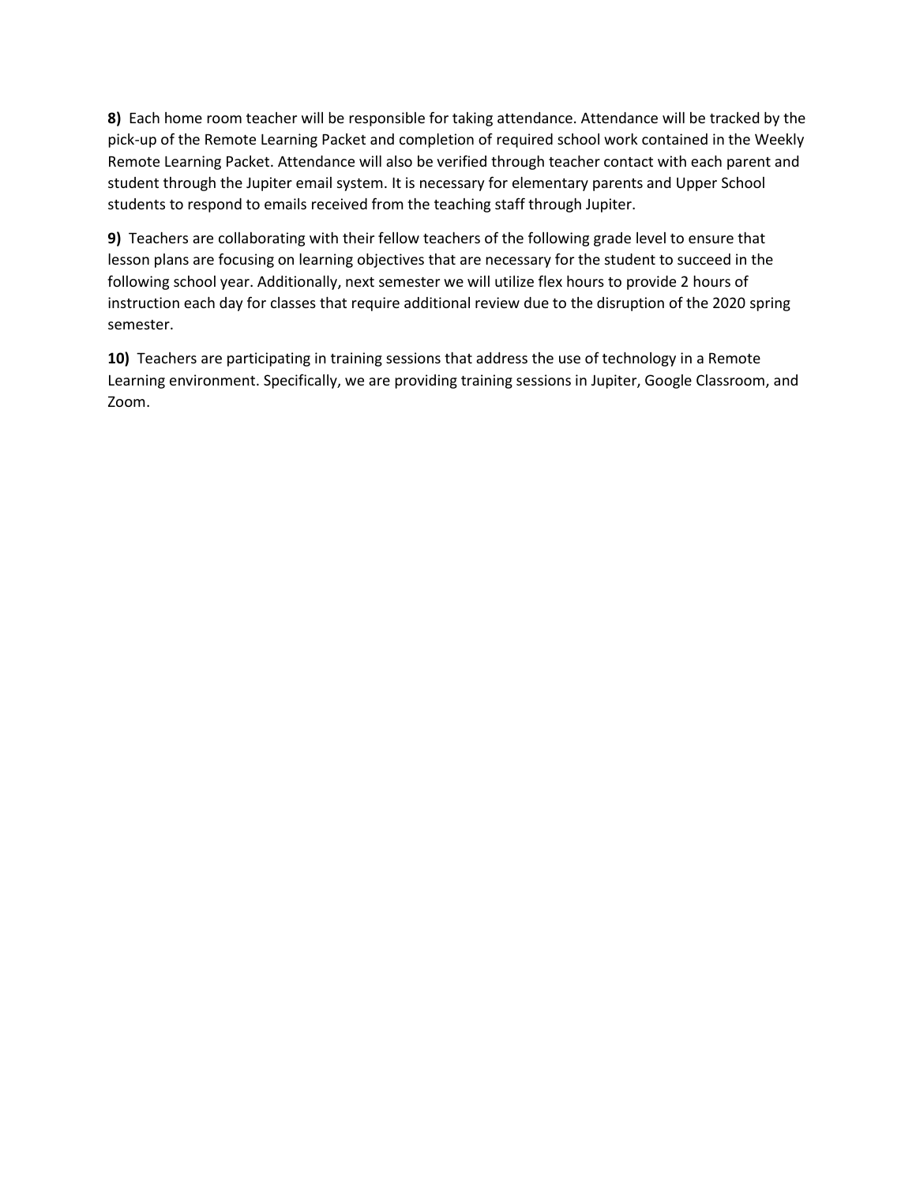**8)** Each home room teacher will be responsible for taking attendance. Attendance will be tracked by the pick-up of the Remote Learning Packet and completion of required school work contained in the Weekly Remote Learning Packet. Attendance will also be verified through teacher contact with each parent and student through the Jupiter email system. It is necessary for elementary parents and Upper School students to respond to emails received from the teaching staff through Jupiter.

**9)** Teachers are collaborating with their fellow teachers of the following grade level to ensure that lesson plans are focusing on learning objectives that are necessary for the student to succeed in the following school year. Additionally, next semester we will utilize flex hours to provide 2 hours of instruction each day for classes that require additional review due to the disruption of the 2020 spring semester.

**10)** Teachers are participating in training sessions that address the use of technology in a Remote Learning environment. Specifically, we are providing training sessions in Jupiter, Google Classroom, and Zoom.